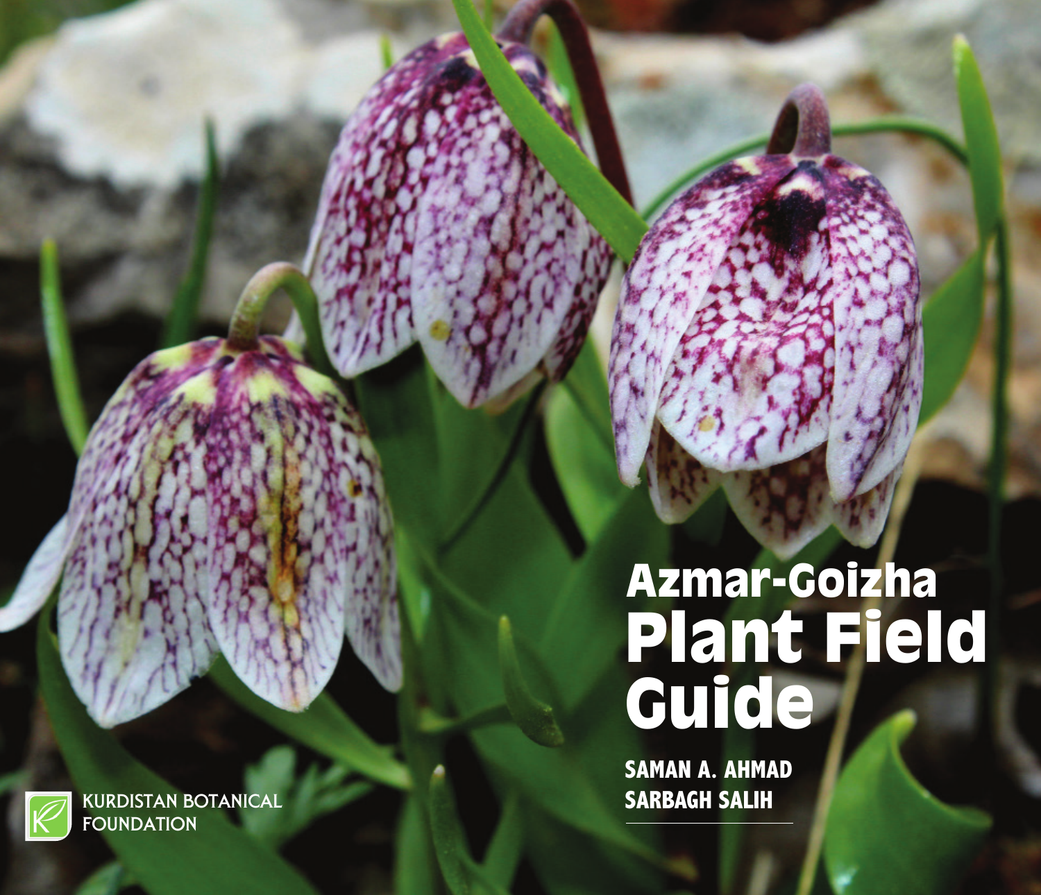# Azmar-Goizha Plant Field Guide

**SAMAN A. AHMAD**
**SARBAGH SALIH**

KURDISTAN BOTANICAL FOUNDATION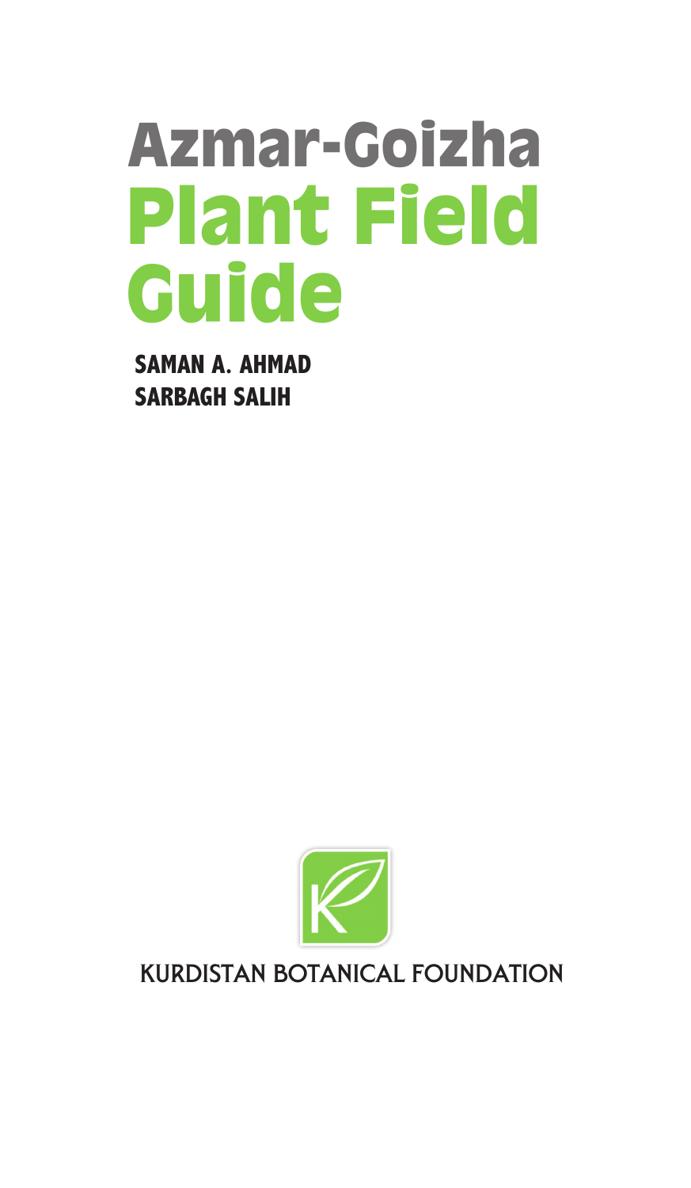# Azmar-Goizha Plant Field Guide

**SAMAN A. AHMAD**
**SARBAGH SALIH**

KURDISTAN BOTANICAL FOUNDATION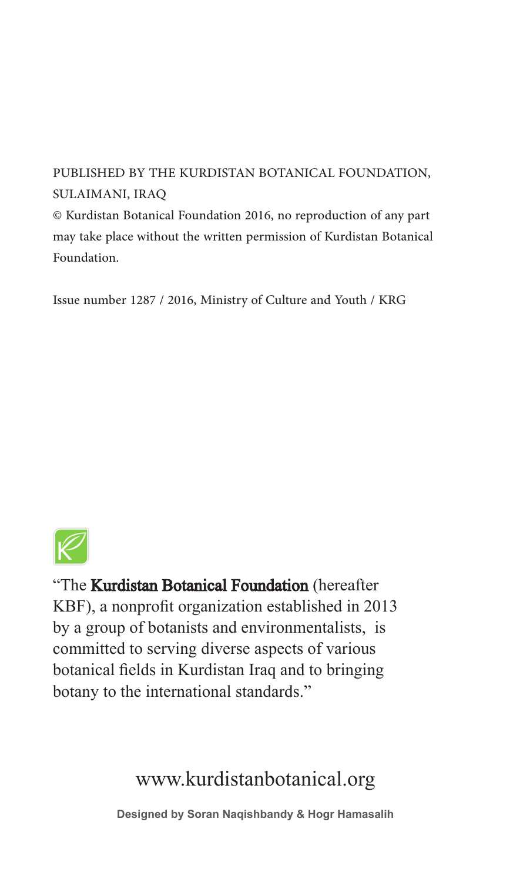PUBLISHED BY THE KURDISTAN BOTANICAL FOUNDATION, SULAIMANI, IRAQ

© Kurdistan Botanical Foundation 2016, no reproduction of any part may take place without the written permission of Kurdistan Botanical Foundation.

Issue number 1287 / 2016, Ministry of Culture and Youth / KRG

"The **Kurdistan Botanical Foundation** (hereafter KBF), a nonprofit organization established in 2013 by a group of botanists and environmentalists, is committed to serving diverse aspects of various botanical fields in Kurdistan Iraq and to bringing botany to the international standards."

www.kurdistanbotanical.org

**Designed by Soran Naqishbandy & Hogr Hamasalih**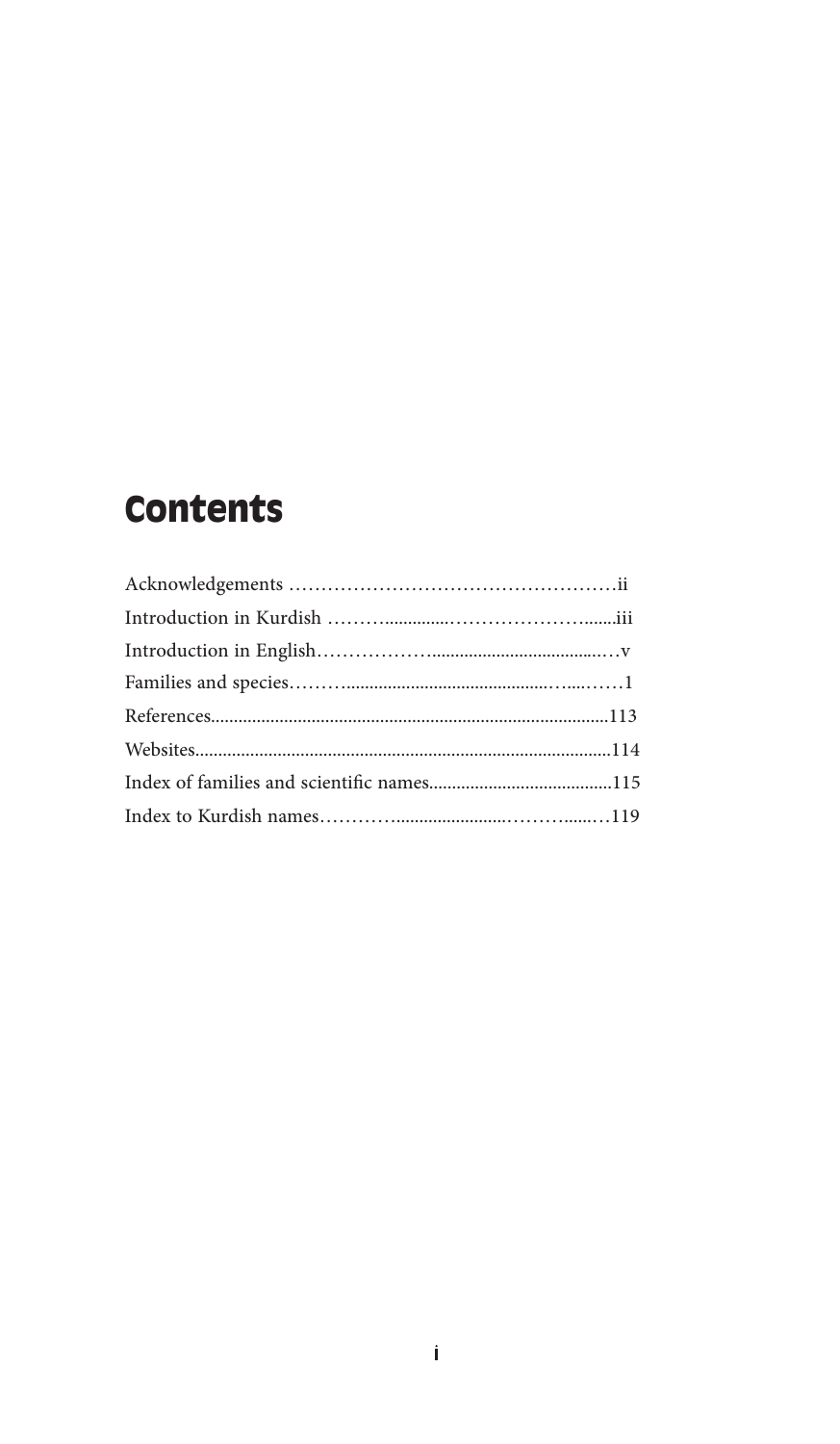# Contents

Acknowledgements ……………………………………………ii

Introduction in Kurdish ………..............……………………......iii

Introduction in English……………….....................................…v

Families and species………...........................................…....……1

References......................................................................................113

Websites..........................................................................................114

Index of families and scientific names........................................115

Index to Kurdish names………….........................………......…119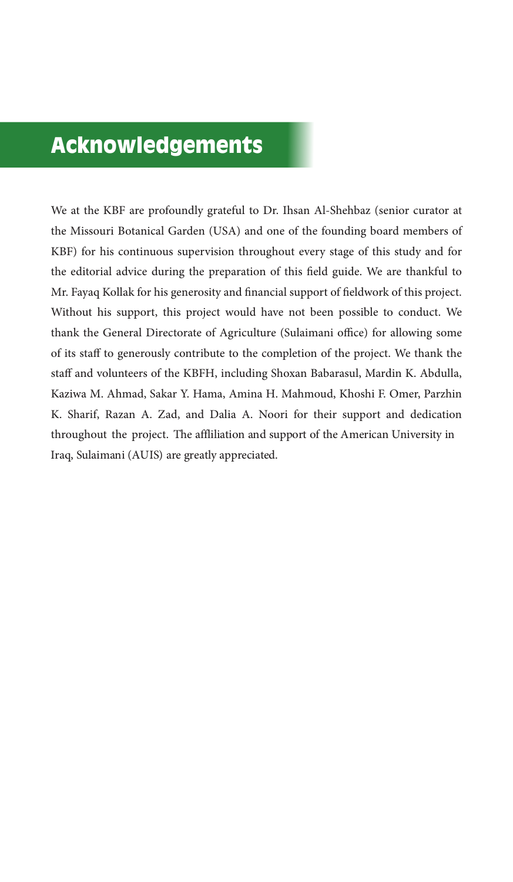# Acknowledgements

We at the KBF are profoundly grateful to Dr. Ihsan Al-Shehbaz (senior curator at the Missouri Botanical Garden (USA) and one of the founding board members of KBF) for his continuous supervision throughout every stage of this study and for the editorial advice during the preparation of this field guide. We are thankful to Mr. Fayaq Kollak for his generosity and financial support of fieldwork of this project. Without his support, this project would have not been possible to conduct. We thank the General Directorate of Agriculture (Sulaimani office) for allowing some of its staff to generously contribute to the completion of the project. We thank the staff and volunteers of the KBFH, including Shoxan Babarasul, Mardin K. Abdulla, Kaziwa M. Ahmad, Sakar Y. Hama, Amina H. Mahmoud, Khoshi F. Omer, Parzhin K. Sharif, Razan A. Zad, and Dalia A. Noori for their support and dedication throughout the project. The affliliation and support of the American University in Iraq, Sulaimani (AUIS) are greatly appreciated.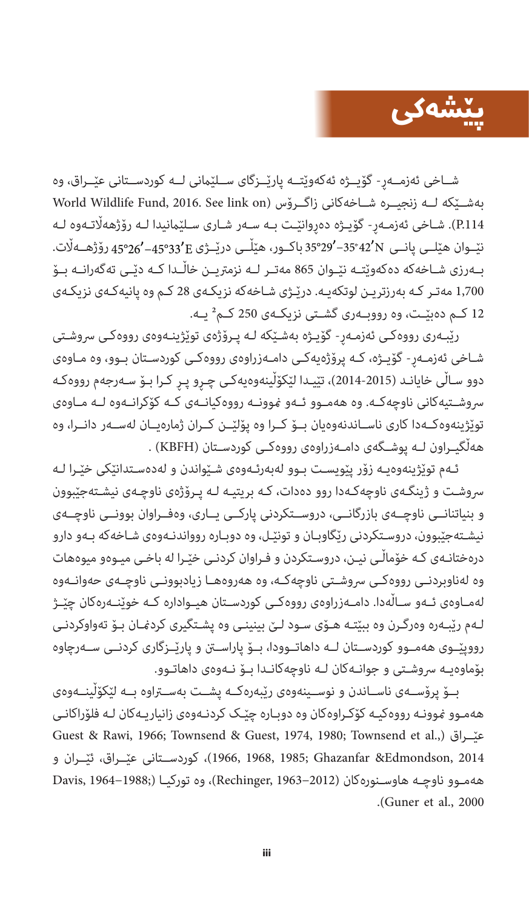# پێشەکی

شاخی ئەزمەڕ- گۆیژە ئەکەوێتە پارێزگای سلێمانی لە کوردستانی عێراق، وە بەشێکە لە زنجیرە شاخەکانی زاگرۆس (World Wildlife Fund, 2016. See link on P.114). شاخی ئەزمەڕ- گۆیژە دەڕوانێت بە سەر شاری سلێمانیدا لە ڕۆژهەڵاتەوە لە نێوان هێلی پانی N‎35°42′–35°29′ باکور، هێڵی درێژی E‎45°33′–45°26′ ڕۆژهەڵات. بەرزی شاخەکە دەکەوێتە نێوان 865 مەتر لە نزمترین خاڵدا کە دێی تەگەرانە بۆ 1,700 مەتر کە بەرزترین لوتکەیە. درێژی شاخەکە نزیکەی 28 کم وە پانیەکەی نزیکەی 12 کم دەبێت، وە ڕووبەری گشتی نزیکەی 250 کم$^2$ یە.

ڕێبەری ڕووەکی ئەزمەڕ- گۆیژە بەشێکە لە پرۆژەی توێژینەوەی ڕووەکی سروشتی شاخی ئەزمەڕ- گۆیژە، کە پرۆژەیەکی دامەزراوەی ڕووەکی کوردستان بوو، وە ماوەی دوو ساڵی خایاند (2015-2014)، تێیدا لێکۆڵینەوەیەکی چڕو پڕ کرا بۆ سەرجەم ڕووەکە سروشتیەکانی ناوچەکە. وە هەمەوو نموونە ڕووەکیانەی کە کۆکرانەوە لە ماوەی توێژینەوەکەدا کاری ناساندنەوەیان بۆ کرا وە پۆلێن کران ژمارەیان لەسەر دانرا، وە هەڵگیراون لە پوشگەی دامەزراوەی ڕووەکی کوردستان (KBFH) .

ئەم توێژینەوەیە زۆر پێویست بوو لەبەرئەوەی شێواندن و لەدەستدانێکی خێرا لە سروشت و ژینگەی ناوچەکەدا ڕوو دەدات، کە بریتیە لە پرۆژەی ناوچەی نیشتەجێبوون و بنیاتنانی ناوچەی بازرگانی، دروستکردنی پارکی یاری، وەفراوان بوونی ناوچەی نیشتەجێبوون، دروستکردنی ڕێگاوبان و تونێل، وە دوبارە ڕوواندنەوەی شاخەکە بەو دارو درەختانەی کە خۆماڵی نین، دروستکردن و فراوان کردنی خێرا لە باخی میوەو میوەهات وە لەناوبردنی ڕووەکی سروشتی ناوچەکە، وە هەروەها زیادبوونی ناوچەی حەوانەوە لەماوەی ئەو ساڵەدا. دامەزراوەی ڕووەکی کوردستان هیواداره کە خوێنەرەکان چێژ لەم ڕێبەرە وەرگرن وە ببێتە هۆی سود لێ بینینی وە پشتگیری کردنمان بۆ تەواوکردنی ڕووپێوی هەموو کوردستان لە داهاتوودا، بۆ پاراستن و پارێزگاری کردنی سەرچاوە بۆماوەیە سروشتی و جوانەکان لە ناوچەکاندا بۆ نەوەی داهاتوو.

بۆ پرۆسەی ناساندن و نوسینەوەی ڕێبەرەکە پشت بەستراوە بە لێکۆڵینەوەی هەموو نموونە ڕووەکیە کۆکراوەکان وە دوبارە چێک کردنەوەی زانیاریەکان لە فلۆراکانی عێراق (Guest & Rawi, 1966; Townsend & Guest, 1974, 1980; Townsend et al., 1966, 1968, 1985; Ghazanfar &Edmondson, 2014)، کوردستانی عێراق، ئێران و هەموو ناوچە هاوسنورەکان (Rechinger, 1963–2012)، وە تورکیا (Davis, 1964–1988; Guner et al., 2000).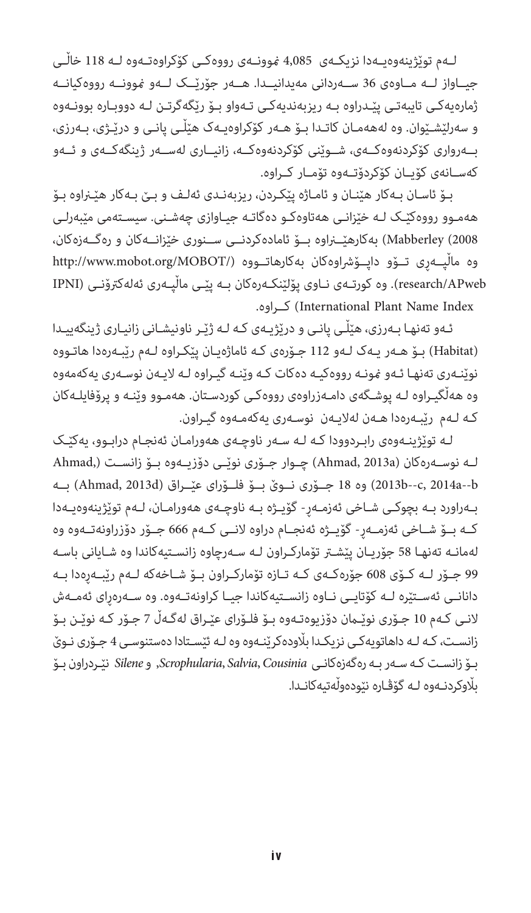لـەم توێژینەوەیـەدا نزیکـەی 4,085 نموونـەی رووەکـی کۆکراوەتـەوە لـە 118 خاڵـی جیـاواز لـە مـاوەی 36 سـەردانی مەیدانیـدا. هـەر جۆرێـک لـەو نموونـە رووەکیانـە ژمارەیەکـی تایبەتـی پێـدراوە بـە ریزبەندیەکـی تـەواو بـۆ رێگەگرتـن لـە دووبـارە بوونـەوە و سەرلێشـێوان. وە لەهەمـان کاتـدا بـۆ هـەر کۆکراوەیـەک هێڵـی پانـی و درێـژی، بـەرزی، بـەرواری کۆکردنەوەکـەی، شـوێنی کۆکردنەوەکـە، زانیـاری لەسـەر ژینگەکـەی و ئـەو کەسـانەی کۆیـان کۆکردۆتـەوە تۆمـار کـراوە.

بـۆ ئاسـان بـەکار هێنـان و ئامـاژە پێکـردن، ریزبەنـدی ئەلـف و بـێ بـەکار هێـنراوە بـۆ هەمـوو رووەکێـک لـە خێزانـی هەتاوەکـو دەگاتـە جیـاوازی چەشـنی. سیسـتەمی مێبەرلـی (Mabberley 2008) بەکارهێـنراوە بـۆ ئامادەکردنـی سـنوری خێزانـەکان و رەگـەزەکان، وە ماڵپـەڕی تـۆو داپـۆشراوەکان بەکارهاتـووە (http://www.mobot.org/MOBOT/research/APweb). وە کورتـەی نـاوی پۆلێنکـەرەکان بـە پێـی ماڵپـەری ئەلەکترۆنـی IPNI (International Plant Name Index) کـراوە.

ئـەو تەنهـا بـەرزی، هێڵـی پانـی و درێژیـەی کـە لـە ژێـر ناونیشـانی زانیـاری ژینگەییـدا (Habitat) بـۆ هـەر یـەک لـەو 112 جـۆرەی کـە ئاماژەیـان پێکـراوە لـەم رێبـەرەدا هاتـووە نوێنـەری تەنهـا ئـەو نموونـە رووەکیـە دەکات کـە وێنـە گیـراوە لـە لایـەن نوسـەری یەکەمەوە وە هەڵگیـراوە لـە پوشـگەی دامـەزراوەی رووەکـی کوردسـتان. هەمـوو وێنـە و پرۆفایلـەکان کـە لـەم رێبـەرەدا هـەن لەلایـەن نوسـەری یەکەمـەوە گیـراون.

لـە توێژینـەوەی رابـردوودا کـە لـە سـەر ناوچـەی هەورامـان ئەنجـام درابـوو، یەکێـک لـە نوسـەرەکان (Ahmad, 2013a) چـوار جـۆری نوێـی دۆزیـەوە بـۆ زانسـت (Ahmad, 2013b--c, 2014a--b) وە 18 جـۆری نـوێ بـۆ فلـۆرای عێـراق (Ahmad, 2013d) بـە بـەراورد بـە بچوکـی شـاخی ئەزمـەڕ- گۆیـژە بـە ناوچـەی هەورامـان، لـەم توێژینەوەیـەدا کـە بـۆ شـاخی ئەزمـەڕ- گۆیـژە ئەنجـام دراوە لانـی کـەم 666 جـۆر دۆزراونەتـەوە وە لەمانـە تەنهـا 58 جۆریـان پێشـتر تۆمارکـراون لـە سـەرچاوە زانسـتیەکاندا وە شـایانی باسـە 99 جـۆر لـە کـۆی 608 جۆرەکـەی کـە تـازە تۆمارکـراون بـۆ شـاخەکە لـەم رێبـەرەدا بـە دانانـی ئەسـتێرە لـە کۆتایـی نـاوە زانسـتیەکاندا جیـا کراونەتـەوە. وە سـەرەڕای ئەمـەش لانـی کـەم 10 جـۆری نوێـمان دۆزیوەتـەوە بـۆ فلـۆرای عێـراق لەگـەڵ 7 جـۆر کـە نوێـن بـۆ زانسـت، کـە لـە داهاتویەکـی نزیکـدا بڵاودەکرێنـەوە وە لـە ئێسـتادا دەسـتنوسـی 4 جـۆری نـوێ بـۆ زانسـت کـە سـەر بـە رەگەزەکانـی *Scrophularia*, *Salvia*, *Cousinia*, و *Silene* نێـردراون بـۆ بڵاوکردنـەوە لـە گۆڤـارە نێودەوڵەتیەکانـدا.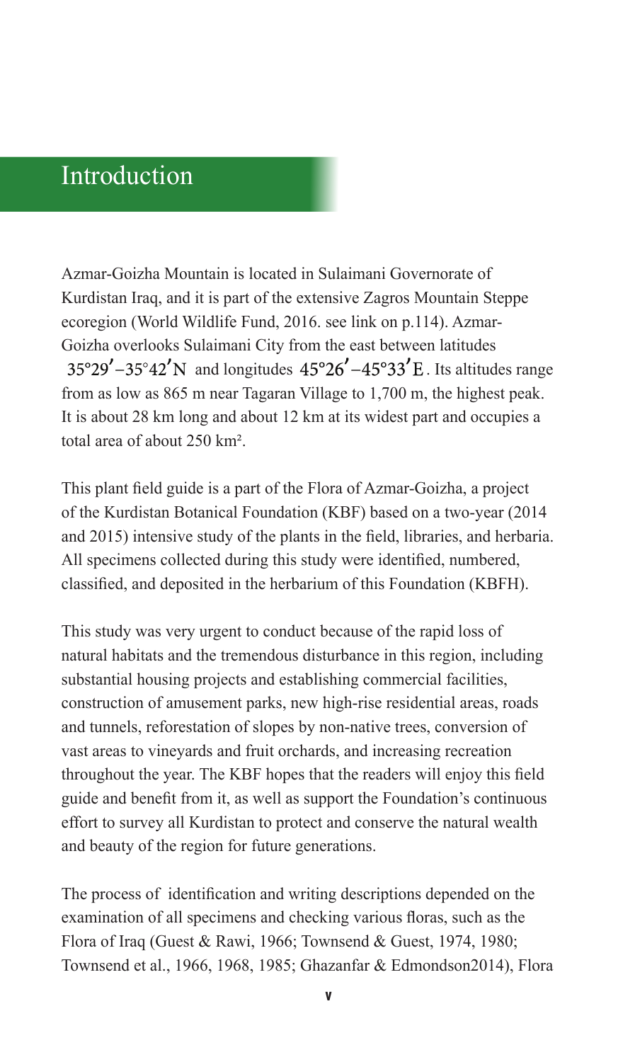# Introduction

Azmar-Goizha Mountain is located in Sulaimani Governorate of Kurdistan Iraq, and it is part of the extensive Zagros Mountain Steppe ecoregion (World Wildlife Fund, 2016. see link on p.114). Azmar-Goizha overlooks Sulaimani City from the east between latitudes 35°29′–35°42′N and longitudes 45°26′–45°33′E. Its altitudes range from as low as 865 m near Tagaran Village to 1,700 m, the highest peak. It is about 28 km long and about 12 km at its widest part and occupies a total area of about 250 km².

This plant field guide is a part of the Flora of Azmar-Goizha, a project of the Kurdistan Botanical Foundation (KBF) based on a two-year (2014 and 2015) intensive study of the plants in the field, libraries, and herbaria. All specimens collected during this study were identified, numbered, classified, and deposited in the herbarium of this Foundation (KBFH).

This study was very urgent to conduct because of the rapid loss of natural habitats and the tremendous disturbance in this region, including substantial housing projects and establishing commercial facilities, construction of amusement parks, new high-rise residential areas, roads and tunnels, reforestation of slopes by non-native trees, conversion of vast areas to vineyards and fruit orchards, and increasing recreation throughout the year. The KBF hopes that the readers will enjoy this field guide and benefit from it, as well as support the Foundation's continuous effort to survey all Kurdistan to protect and conserve the natural wealth and beauty of the region for future generations.

The process of identification and writing descriptions depended on the examination of all specimens and checking various floras, such as the Flora of Iraq (Guest & Rawi, 1966; Townsend & Guest, 1974, 1980; Townsend et al., 1966, 1968, 1985; Ghazanfar & Edmondson2014), Flora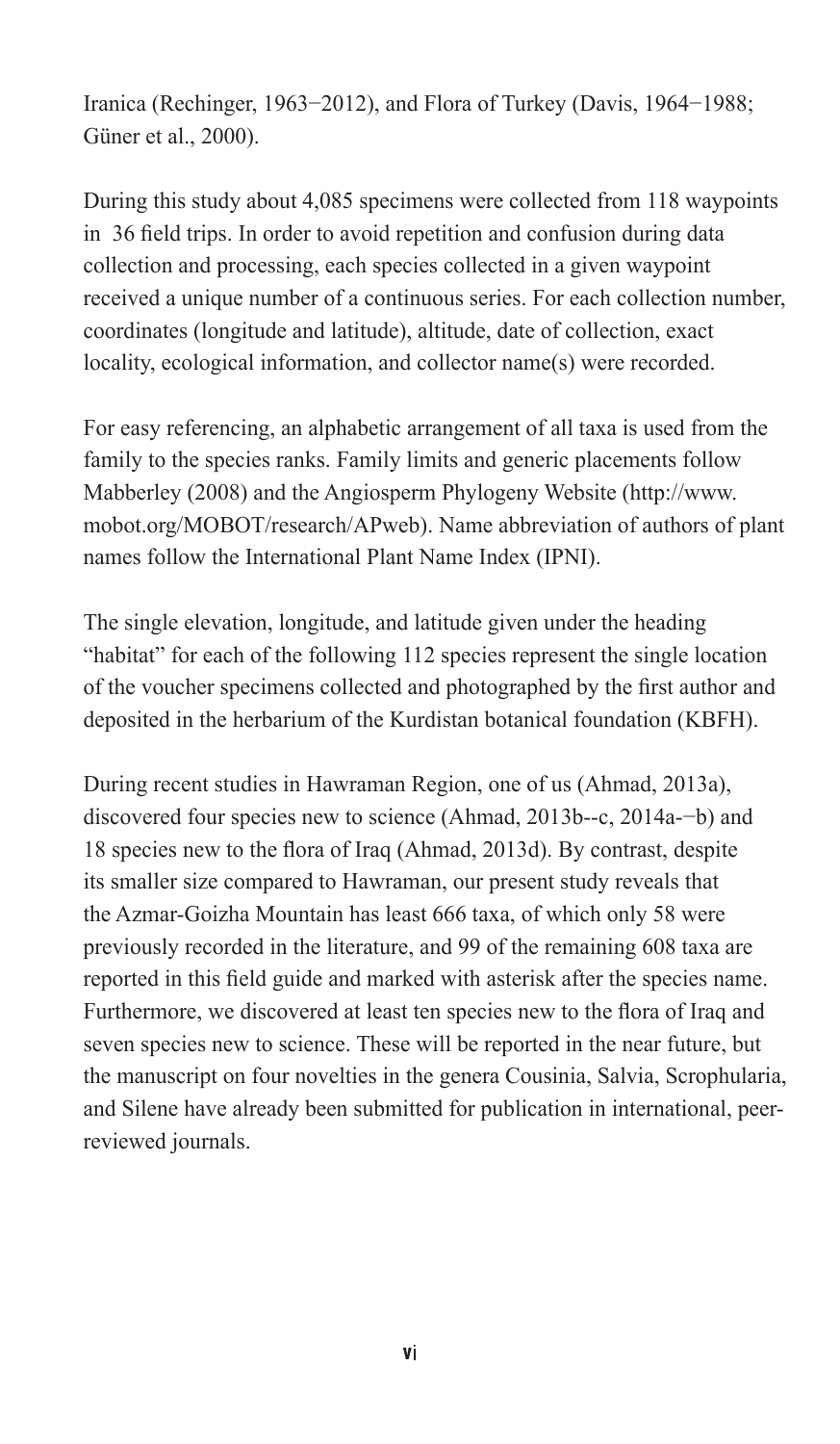Iranica (Rechinger, 1963−2012), and Flora of Turkey (Davis, 1964−1988; Güner et al., 2000).

During this study about 4,085 specimens were collected from 118 waypoints in 36 field trips. In order to avoid repetition and confusion during data collection and processing, each species collected in a given waypoint received a unique number of a continuous series. For each collection number, coordinates (longitude and latitude), altitude, date of collection, exact locality, ecological information, and collector name(s) were recorded.

For easy referencing, an alphabetic arrangement of all taxa is used from the family to the species ranks. Family limits and generic placements follow Mabberley (2008) and the Angiosperm Phylogeny Website (http://www.mobot.org/MOBOT/research/APweb). Name abbreviation of authors of plant names follow the International Plant Name Index (IPNI).

The single elevation, longitude, and latitude given under the heading "habitat" for each of the following 112 species represent the single location of the voucher specimens collected and photographed by the first author and deposited in the herbarium of the Kurdistan botanical foundation (KBFH).

During recent studies in Hawraman Region, one of us (Ahmad, 2013a), discovered four species new to science (Ahmad, 2013b--c, 2014a-−b) and 18 species new to the flora of Iraq (Ahmad, 2013d). By contrast, despite its smaller size compared to Hawraman, our present study reveals that the Azmar-Goizha Mountain has least 666 taxa, of which only 58 were previously recorded in the literature, and 99 of the remaining 608 taxa are reported in this field guide and marked with asterisk after the species name. Furthermore, we discovered at least ten species new to the flora of Iraq and seven species new to science. These will be reported in the near future, but the manuscript on four novelties in the genera Cousinia, Salvia, Scrophularia, and Silene have already been submitted for publication in international, peer-reviewed journals.